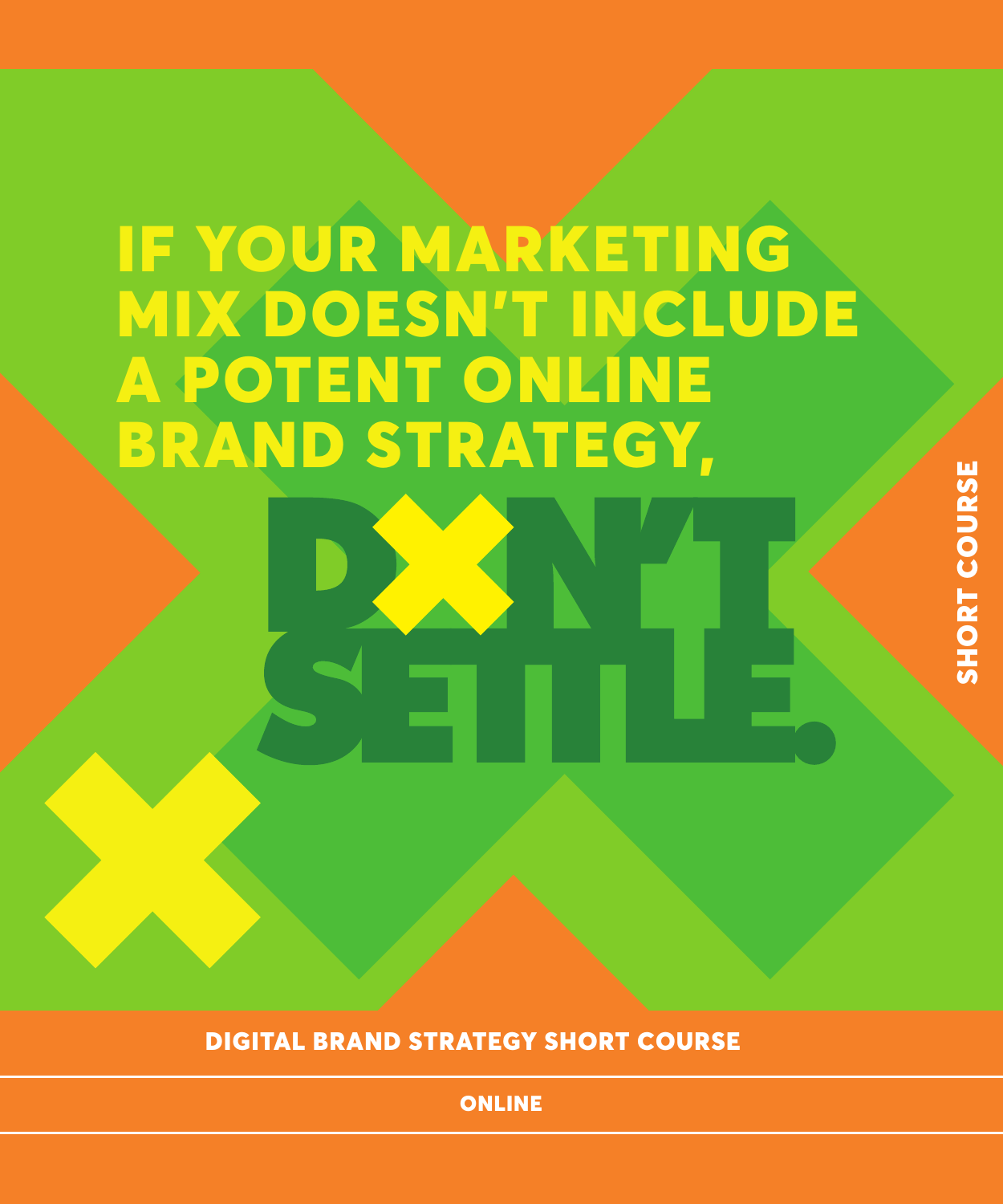# IF YOUR MARKETING MIX DOESN'T INCLUDE A POTENT ONLINE BRAND STRATEGY,

# DON'T SETTLE.

SHORT COURSE

**DIGITAL BRAND STRATEGY SHORT COURSE**

**ONLINE**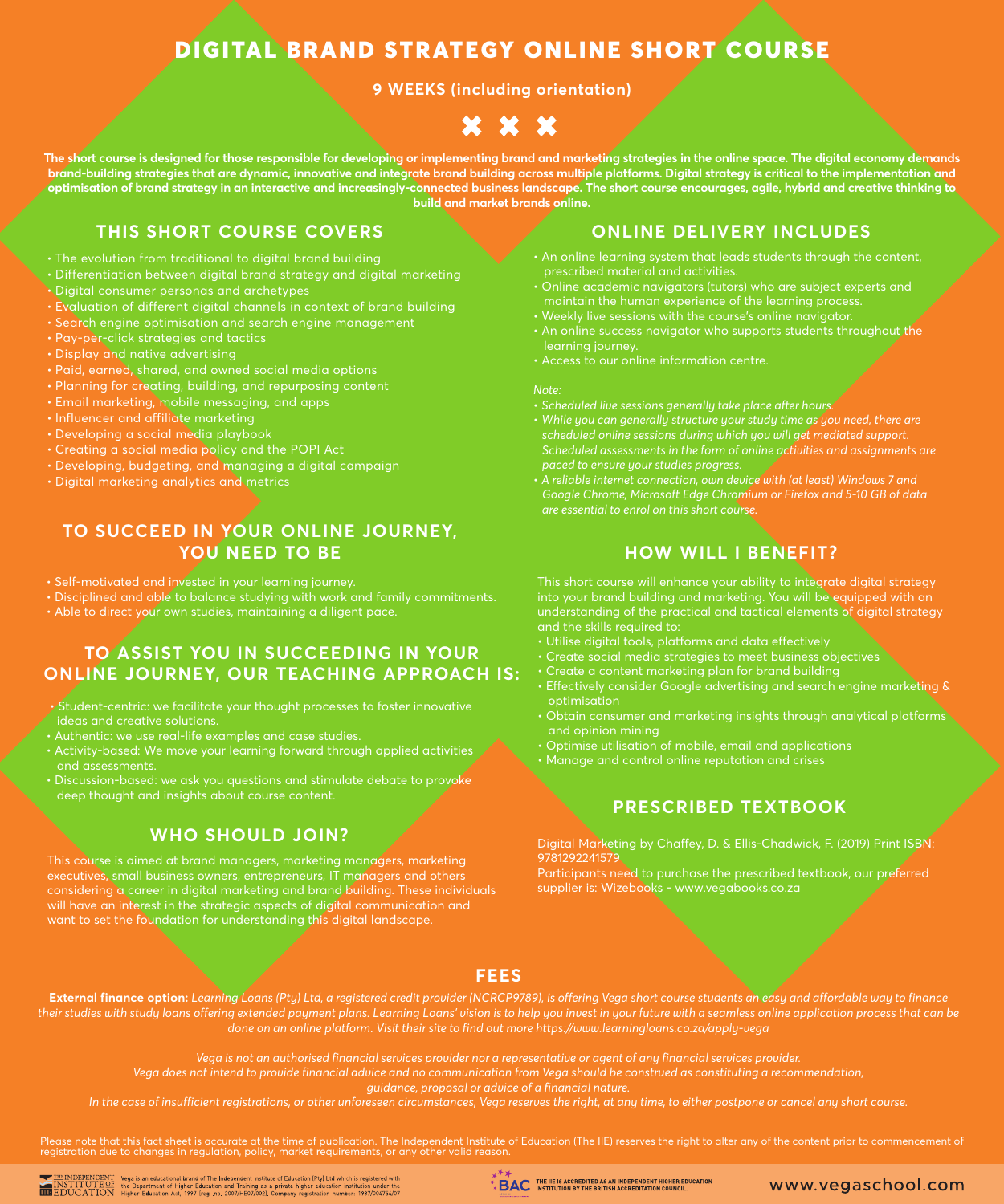# DIGITAL BRAND STRATEGY ONLINE SHORT COURSE

**9 WEEKS (including orientation)**

✖ ✖ ✖

**The short course is designed for those responsible for developing or implementing brand and marketing strategies in the online space. The digital economy demands brand-building strategies that are dynamic, innovative and integrate brand building across multiple platforms. Digital strategy is critical to the implementation and optimisation of brand strategy in an interactive and increasingly-connected business landscape. The short course encourages, agile, hybrid and creative thinking to build and market brands online.**

## THIS SHORT COURSE COVERS

- The evolution from traditional to digital brand building
- Differentiation between digital brand strategy and digital marketing
- Digital consumer personas and archetypes
- Evaluation of different digital channels in context of brand building
- Search engine optimisation and search engine management
- Pay-per-click strategies and tactics
- Display and native advertising
- Paid, earned, shared, and owned social media options
- Planning for creating, building, and repurposing content
- Email marketing, mobile messaging, and apps
- Influencer and affiliate marketing
- Developing a social media playbook
- Creating a social media policy and the POPI Act
- Developing, budgeting, and managing a digital campaign
- Digital marketing analytics and metrics

## TO SUCCEED IN YOUR ONLINE JOURNEY, YOU NEED TO BE

- Self-motivated and invested in your learning journey.
- Disciplined and able to balance studying with work and family commitments.
- Able to direct your own studies, maintaining a diligent pace.

## TO ASSIST YOU IN SUCCEEDING IN YOUR ONLINE JOURNEY, OUR TEACHING APPROACH IS:

- Student-centric: we facilitate your thought processes to foster innovative ideas and creative solutions.
- Authentic: we use real-life examples and case studies.
- Activity-based: We move your learning forward through applied activities and assessments.
- Discussion-based: we ask you questions and stimulate debate to provoke deep thought and insights about course content.

## WHO SHOULD JOIN?

This course is aimed at brand managers, marketing managers, marketing executives, small business owners, entrepreneurs, IT managers and others considering a career in digital marketing and brand building. These individuals will have an interest in the strategic aspects of digital communication and want to set the foundation for understanding this digital landscape.

## ONLINE DELIVERY INCLUDES

- An online learning system that leads students through the content, prescribed material and activities.
- Online academic navigators (tutors) who are subject experts and maintain the human experience of the learning process.
- Weekly live sessions with the course's online navigator.
- An online success navigator who supports students throughout the learning journey.
- Access to our online information centre.

*Note:*

- *Scheduled live sessions generally take place after hours.*
- *While you can generally structure your study time as you need, there are scheduled online sessions during which you will get mediated support. Scheduled assessments in the form of online activities and assignments are paced to ensure your studies progress.*
- *A reliable internet connection, own device with (at least) Windows 7 and Google Chrome, Microsoft Edge Chromium or Firefox and 5-10 GB of data are essential to enrol on this short course.*

## HOW WILL I BENEFIT?

This short course will enhance your ability to integrate digital strategy into your brand building and marketing. You will be equipped with an understanding of the practical and tactical elements of digital strategy and the skills required to:

- Utilise digital tools, platforms and data effectively
- Create social media strategies to meet business objectives
- Create a content marketing plan for brand building
- Effectively consider Google advertising and search engine marketing & optimisation
- Obtain consumer and marketing insights through analytical platforms and opinion mining
- Optimise utilisation of mobile, email and applications
- Manage and control online reputation and crises

## PRESCRIBED TEXTBOOK

Digital Marketing by Chaffey, D. & Ellis-Chadwick, F. (2019) Print ISBN: 9781292241579

Participants need to purchase the prescribed textbook, our preferred supplier is: Wizebooks - www.vegabooks.co.za

## FEES

**External finance option:** *Learning Loans (Pty) Ltd, a registered credit provider (NCRCP9789), is offering Vega short course students an easy and affordable way to finance their studies with study loans offering extended payment plans. Learning Loans' vision is to help you invest in your future with a seamless online application process that can be done on an online platform. Visit their site to find out more https://www.learningloans.co.za/apply-vega*

*Vega is not an authorised financial services provider nor a representative or agent of any financial services provider.*
*Vega does not intend to provide financial advice and no communication from Vega should be construed as constituting a recommendation, guidance, proposal or advice of a financial nature.*
*In the case of insufficient registrations, or other unforeseen circumstances, Vega reserves the right, at any time, to either postpone or cancel any short course.*

Please note that this fact sheet is accurate at the time of publication. The Independent Institute of Education (The IIE) reserves the right to alter any of the content prior to commencement of registration due to changes in regulation, policy, market requirements, or any other valid reason.

THE INDEPENDENT INSTITUTE OF EDUCATION — Vega is an educational brand of The Independent Institute of Education (Pty) Ltd which is registered with the Department of Higher Education and Training as a private higher education institution under the Higher Education Act, 1997 (reg. no. 2007/HE07/002). Company registration number: 1987/004754/07

BAC — THE IIE IS ACCREDITED AS AN INDEPENDENT HIGHER EDUCATION INSTITUTION BY THE BRITISH ACCREDITATION COUNCIL.

www.vegaschool.com